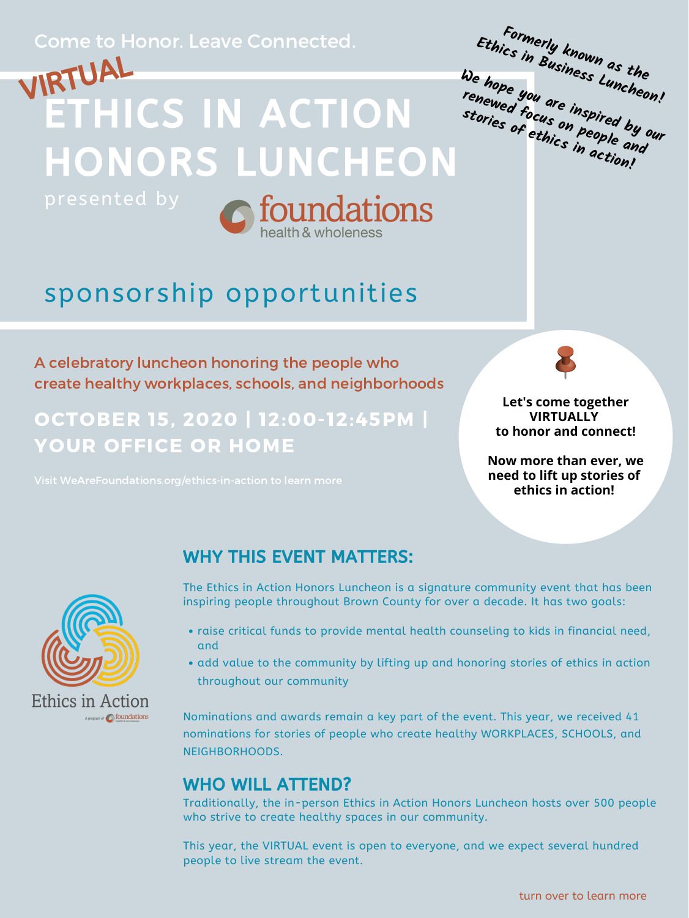Come to Honor. Leave Connected.

VIRTUAL

# ETHICS IN ACTION HONORS LUNCHEON

presented by foundations health & wholeness

Formerly known as the Ethics in Business Luncheon!

We hope you are inspired by our renewed focus on people and stories of ethics in action!

## sponsorship opportunities

A celebratory luncheon honoring the people who create healthy workplaces, schools, and neighborhoods

**OCTOBER 15, 2020 | 12:00-12:45PM | YOUR OFFICE OR HOME**

Visit WeAreFoundations.org/ethics-in-action to learn more

**Let's come together VIRTUALLY to honor and connect!**

**Now more than ever, we need to lift up stories of ethics in action!**

Ethics in Action

A program of foundations health & wholeness

## WHY THIS EVENT MATTERS:

The Ethics in Action Honors Luncheon is a signature community event that has been inspiring people throughout Brown County for over a decade. It has two goals:

- raise critical funds to provide mental health counseling to kids in financial need, and
- add value to the community by lifting up and honoring stories of ethics in action throughout our community

Nominations and awards remain a key part of the event. This year, we received 41 nominations for stories of people who create healthy WORKPLACES, SCHOOLS, and NEIGHBORHOODS.

## WHO WILL ATTEND?

Traditionally, the in-person Ethics in Action Honors Luncheon hosts over 500 people who strive to create healthy spaces in our community.

This year, the VIRTUAL event is open to everyone, and we expect several hundred people to live stream the event.

turn over to learn more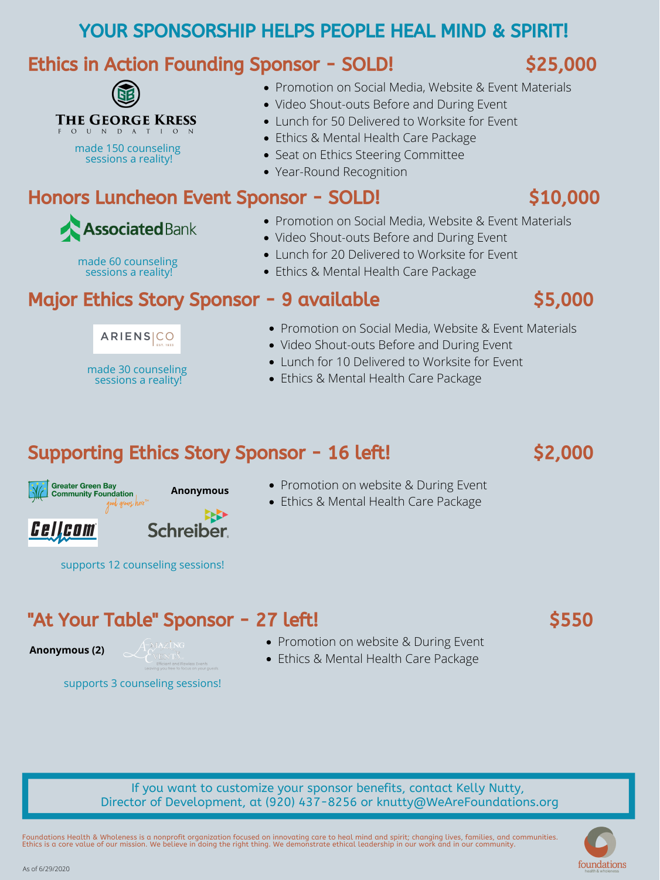# YOUR SPONSORSHIP HELPS PEOPLE HEAL MIND & SPIRIT!

## Ethics in Action Founding Sponsor - SOLD! $25,000

THE GEORGE KRESS FOUNDATION

made 150 counseling sessions a reality!

- Promotion on Social Media, Website & Event Materials
- Video Shout-outs Before and During Event
- Lunch for 50 Delivered to Worksite for Event
- Ethics & Mental Health Care Package
- Seat on Ethics Steering Committee
- Year-Round Recognition

## Honors Luncheon Event Sponsor - SOLD! $10,000

Associated Bank

made 60 counseling sessions a reality!

- Promotion on Social Media, Website & Event Materials
- Video Shout-outs Before and During Event
- Lunch for 20 Delivered to Worksite for Event
- Ethics & Mental Health Care Package

## Major Ethics Story Sponsor - 9 available $5,000

ARIENS | CO

made 30 counseling sessions a reality!

- Promotion on Social Media, Website & Event Materials
- Video Shout-outs Before and During Event
- Lunch for 10 Delivered to Worksite for Event
- Ethics & Mental Health Care Package

## Supporting Ethics Story Sponsor - 16 left! $2,000

Greater Green Bay Community Foundation

Anonymous

Cellcom

Schreiber

supports 12 counseling sessions!

- Promotion on website & During Event
- Ethics & Mental Health Care Package

## "At Your Table" Sponsor - 27 left! $550

**Anonymous (2)**

Amazing Events

supports 3 counseling sessions!

- Promotion on website & During Event
- Ethics & Mental Health Care Package

If you want to customize your sponsor benefits, contact Kelly Nutty, Director of Development, at (920) 437-8256 or knutty@WeAreFoundations.org

Foundations Health & Wholeness is a nonprofit organization focused on innovating care to heal mind and spirit; changing lives, families, and communities. Ethics is a core value of our mission. We believe in doing the right thing. We demonstrate ethical leadership in our work and in our community.

As of 6/29/2020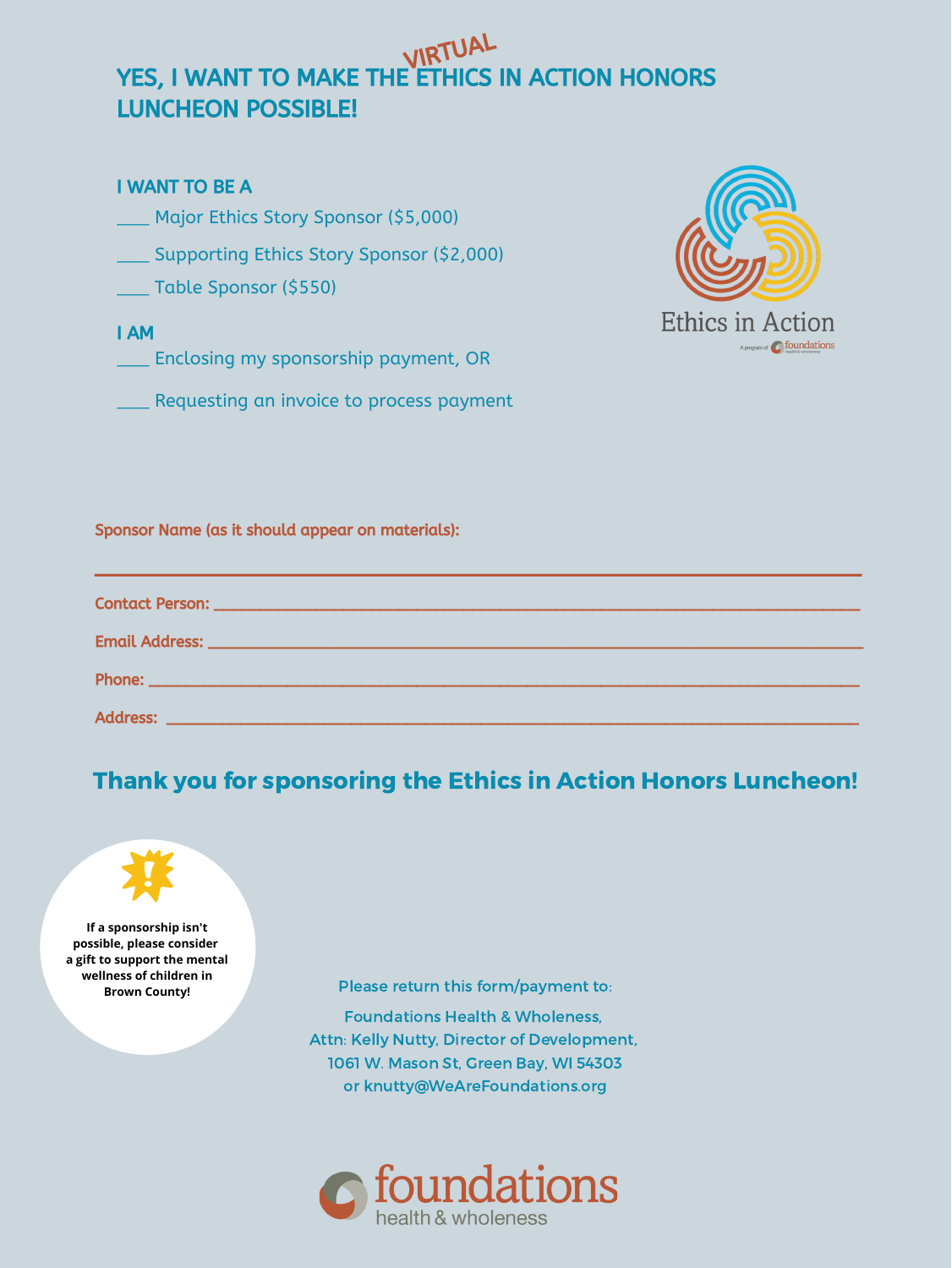# YES, I WANT TO MAKE THE VIRTUAL ETHICS IN ACTION HONORS LUNCHEON POSSIBLE!

**I WANT TO BE A**

\_\_\_\_ Major Ethics Story Sponsor ($5,000)

\_\_\_\_ Supporting Ethics Story Sponsor ($2,000)

\_\_\_\_ Table Sponsor ($550)

**I AM**

\_\_\_\_ Enclosing my sponsorship payment, OR

\_\_\_\_ Requesting an invoice to process payment

Ethics in Action

A program of foundations health & wholeness

**Sponsor Name (as it should appear on materials):**

\_\_\_\_\_\_\_\_\_\_\_\_\_\_\_\_\_\_\_\_\_\_\_\_\_\_\_\_\_\_\_\_\_\_\_\_\_\_\_\_\_\_\_\_\_\_\_\_\_\_\_\_

**Contact Person:** \_\_\_\_\_\_\_\_\_\_\_\_\_\_\_\_\_\_\_\_\_\_\_\_\_\_\_\_\_\_\_\_\_\_\_\_\_\_\_\_\_\_\_\_

**Email Address:** \_\_\_\_\_\_\_\_\_\_\_\_\_\_\_\_\_\_\_\_\_\_\_\_\_\_\_\_\_\_\_\_\_\_\_\_\_\_\_\_\_\_\_\_

**Phone:** \_\_\_\_\_\_\_\_\_\_\_\_\_\_\_\_\_\_\_\_\_\_\_\_\_\_\_\_\_\_\_\_\_\_\_\_\_\_\_\_\_\_\_\_\_\_\_\_\_\_

**Address:** \_\_\_\_\_\_\_\_\_\_\_\_\_\_\_\_\_\_\_\_\_\_\_\_\_\_\_\_\_\_\_\_\_\_\_\_\_\_\_\_\_\_\_\_\_\_\_\_\_\_

## Thank you for sponsoring the Ethics in Action Honors Luncheon!

**If a sponsorship isn't possible, please consider a gift to support the mental wellness of children in Brown County!**

Please return this form/payment to:

Foundations Health & Wholeness,
Attn: Kelly Nutty, Director of Development,
1061 W. Mason St, Green Bay, WI 54303
or knutty@WeAreFoundations.org

foundations
health & wholeness